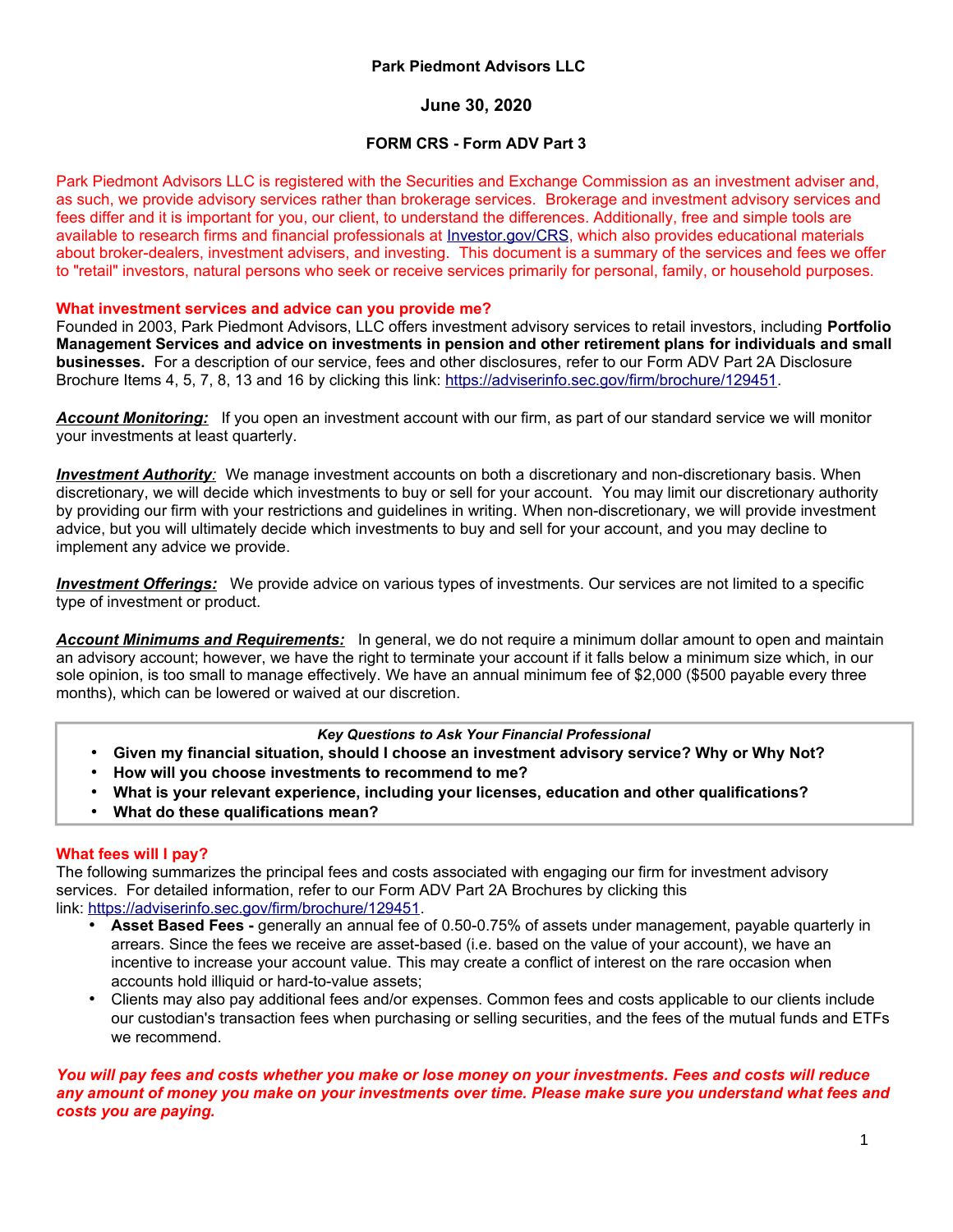**Park Piedmont Advisors LLC**

**June 30, 2020**

**FORM CRS - Form ADV Part 3**

Park Piedmont Advisors LLC is registered with the Securities and Exchange Commission as an investment adviser and, as such, we provide advisory services rather than brokerage services. Brokerage and investment advisory services and fees differ and it is important for you, our client, to understand the differences. Additionally, free and simple tools are available to research firms and financial professionals at [Investor.gov/CRS](Investor.gov/CRS), which also provides educational materials about broker-dealers, investment advisers, and investing. This document is a summary of the services and fees we offer to "retail" investors, natural persons who seek or receive services primarily for personal, family, or household purposes.

## What investment services and advice can you provide me?

Founded in 2003, Park Piedmont Advisors, LLC offers investment advisory services to retail investors, including **Portfolio Management Services and advice on investments in pension and other retirement plans for individuals and small businesses.** For a description of our service, fees and other disclosures, refer to our Form ADV Part 2A Disclosure Brochure Items 4, 5, 7, 8, 13 and 16 by clicking this link: [https://adviserinfo.sec.gov/firm/brochure/129451](https://adviserinfo.sec.gov/firm/brochure/129451).

***Account Monitoring:*** If you open an investment account with our firm, as part of our standard service we will monitor your investments at least quarterly.

***Investment Authority:*** We manage investment accounts on both a discretionary and non-discretionary basis. When discretionary, we will decide which investments to buy or sell for your account. You may limit our discretionary authority by providing our firm with your restrictions and guidelines in writing. When non-discretionary, we will provide investment advice, but you will ultimately decide which investments to buy and sell for your account, and you may decline to implement any advice we provide.

***Investment Offerings:*** We provide advice on various types of investments. Our services are not limited to a specific type of investment or product.

***Account Minimums and Requirements:*** In general, we do not require a minimum dollar amount to open and maintain an advisory account; however, we have the right to terminate your account if it falls below a minimum size which, in our sole opinion, is too small to manage effectively. We have an annual minimum fee of $2,000 ($500 payable every three months), which can be lowered or waived at our discretion.

***Key Questions to Ask Your Financial Professional***

- **Given my financial situation, should I choose an investment advisory service? Why or Why Not?**
- **How will you choose investments to recommend to me?**
- **What is your relevant experience, including your licenses, education and other qualifications?**
- **What do these qualifications mean?**

## What fees will I pay?

The following summarizes the principal fees and costs associated with engaging our firm for investment advisory services. For detailed information, refer to our Form ADV Part 2A Brochures by clicking this link: [https://adviserinfo.sec.gov/firm/brochure/129451](https://adviserinfo.sec.gov/firm/brochure/129451).

- **Asset Based Fees -** generally an annual fee of 0.50-0.75% of assets under management, payable quarterly in arrears. Since the fees we receive are asset-based (i.e. based on the value of your account), we have an incentive to increase your account value. This may create a conflict of interest on the rare occasion when accounts hold illiquid or hard-to-value assets;
- Clients may also pay additional fees and/or expenses. Common fees and costs applicable to our clients include our custodian's transaction fees when purchasing or selling securities, and the fees of the mutual funds and ETFs we recommend.

***You will pay fees and costs whether you make or lose money on your investments. Fees and costs will reduce any amount of money you make on your investments over time. Please make sure you understand what fees and costs you are paying.***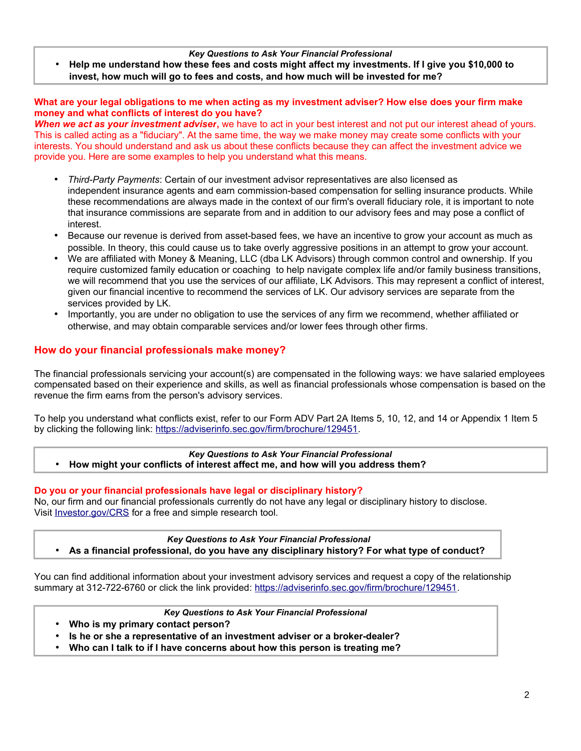***Key Questions to Ask Your Financial Professional***

- **Help me understand how these fees and costs might affect my investments. If I give you $10,000 to invest, how much will go to fees and costs, and how much will be invested for me?**

## What are your legal obligations to me when acting as my investment adviser? How else does your firm make money and what conflicts of interest do you have?

***When we act as your investment adviser*****,** we have to act in your best interest and not put our interest ahead of yours. This is called acting as a "fiduciary". At the same time, the way we make money may create some conflicts with your interests. You should understand and ask us about these conflicts because they can affect the investment advice we provide you. Here are some examples to help you understand what this means.

- *Third-Party Payments*: Certain of our investment advisor representatives are also licensed as independent insurance agents and earn commission-based compensation for selling insurance products. While these recommendations are always made in the context of our firm's overall fiduciary role, it is important to note that insurance commissions are separate from and in addition to our advisory fees and may pose a conflict of interest.
- Because our revenue is derived from asset-based fees, we have an incentive to grow your account as much as possible. In theory, this could cause us to take overly aggressive positions in an attempt to grow your account.
- We are affiliated with Money & Meaning, LLC (dba LK Advisors) through common control and ownership. If you require customized family education or coaching to help navigate complex life and/or family business transitions, we will recommend that you use the services of our affiliate, LK Advisors. This may represent a conflict of interest, given our financial incentive to recommend the services of LK. Our advisory services are separate from the services provided by LK.
- Importantly, you are under no obligation to use the services of any firm we recommend, whether affiliated or otherwise, and may obtain comparable services and/or lower fees through other firms.

## How do your financial professionals make money?

The financial professionals servicing your account(s) are compensated in the following ways: we have salaried employees compensated based on their experience and skills, as well as financial professionals whose compensation is based on the revenue the firm earns from the person's advisory services.

To help you understand what conflicts exist, refer to our Form ADV Part 2A Items 5, 10, 12, and 14 or Appendix 1 Item 5 by clicking the following link: https://adviserinfo.sec.gov/firm/brochure/129451.

***Key Questions to Ask Your Financial Professional***

- **How might your conflicts of interest affect me, and how will you address them?**

## Do you or your financial professionals have legal or disciplinary history?

No, our firm and our financial professionals currently do not have any legal or disciplinary history to disclose. Visit Investor.gov/CRS for a free and simple research tool.

***Key Questions to Ask Your Financial Professional***

- **As a financial professional, do you have any disciplinary history? For what type of conduct?**

You can find additional information about your investment advisory services and request a copy of the relationship summary at 312-722-6760 or click the link provided: https://adviserinfo.sec.gov/firm/brochure/129451.

***Key Questions to Ask Your Financial Professional***

- **Who is my primary contact person?**
- **Is he or she a representative of an investment adviser or a broker-dealer?**
- **Who can I talk to if I have concerns about how this person is treating me?**